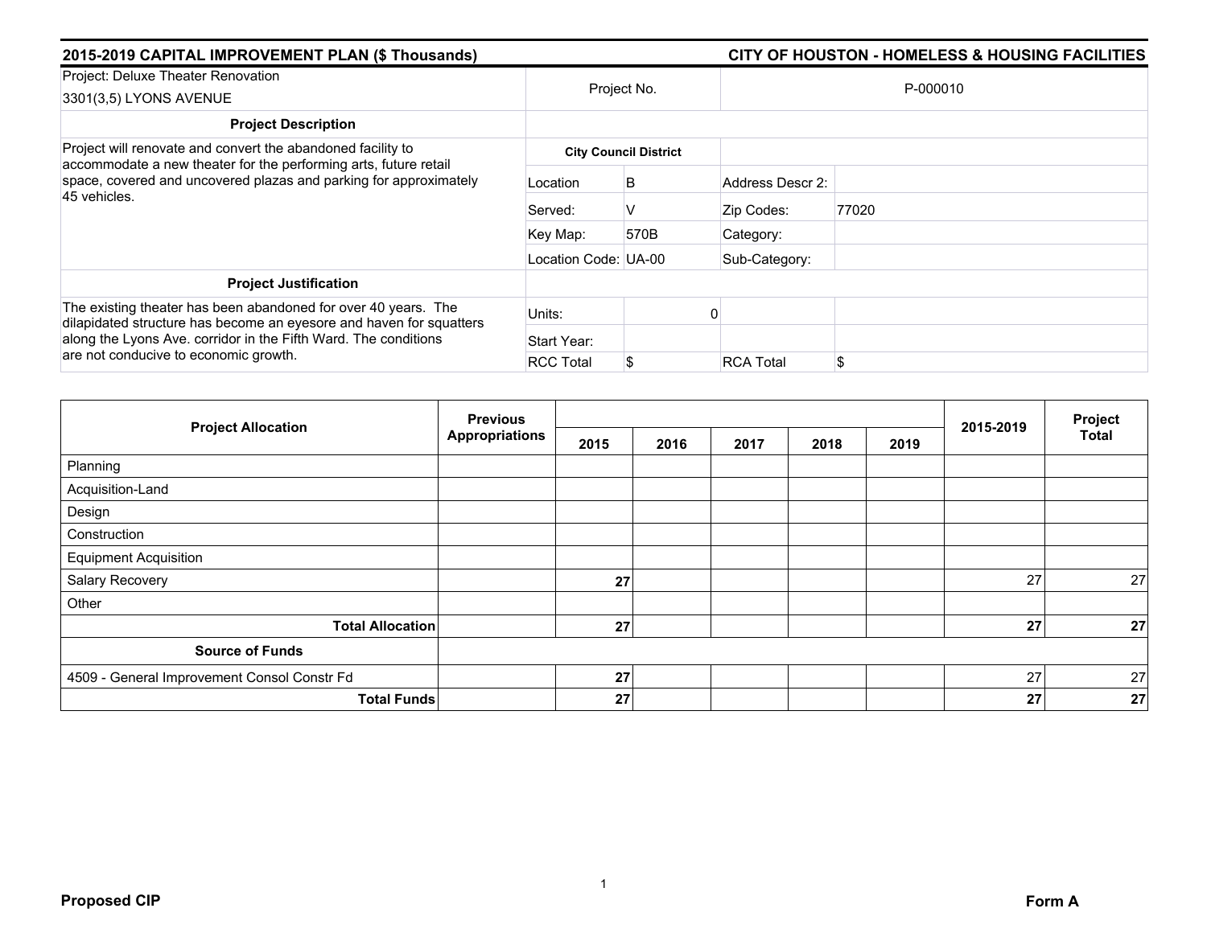## 2015-2019 CAPITAL IMPROVEMENT PLAN ($ Thousands)

## CITY OF HOUSTON - HOMELESS & HOUSING FACILITIES

| Project: Deluxe Theater Renovation<br>3301(3,5) LYONS AVENUE | Project No. | | P-000010 | |
|---|---|---|---|---|
| **Project Description** | | | | |
| Project will renovate and convert the abandoned facility to accommodate a new theater for the performing arts, future retail space, covered and uncovered plazas and parking for approximately 45 vehicles. | **City Council District** | | | |
| | Location | B | Address Descr 2: | |
| | Served: | V | Zip Codes: | 77020 |
| | Key Map: | 570B | Category: | |
| | Location Code: | UA-00 | Sub-Category: | |
| **Project Justification** | | | | |
| The existing theater has been abandoned for over 40 years. The dilapidated structure has become an eyesore and haven for squatters along the Lyons Ave. corridor in the Fifth Ward. The conditions are not conducive to economic growth. | Units: | 0 | | |
| | Start Year: | | | |
| | RCC Total | $ | RCA Total | $ |

| Project Allocation | Previous Appropriations | 2015 | 2016 | 2017 | 2018 | 2019 | 2015-2019 | Project Total |
|---|---|---|---|---|---|---|---|---|
| Planning | | | | | | | | |
| Acquisition-Land | | | | | | | | |
| Design | | | | | | | | |
| Construction | | | | | | | | |
| Equipment Acquisition | | | | | | | | |
| Salary Recovery | | **27** | | | | | 27 | 27 |
| Other | | | | | | | | |
| **Total Allocation** | | **27** | | | | | **27** | **27** |
| **Source of Funds** | | | | | | | | |
| 4509 - General Improvement Consol Constr Fd | | **27** | | | | | 27 | 27 |
| **Total Funds** | | **27** | | | | | **27** | **27** |

**Proposed CIP**

**Form A**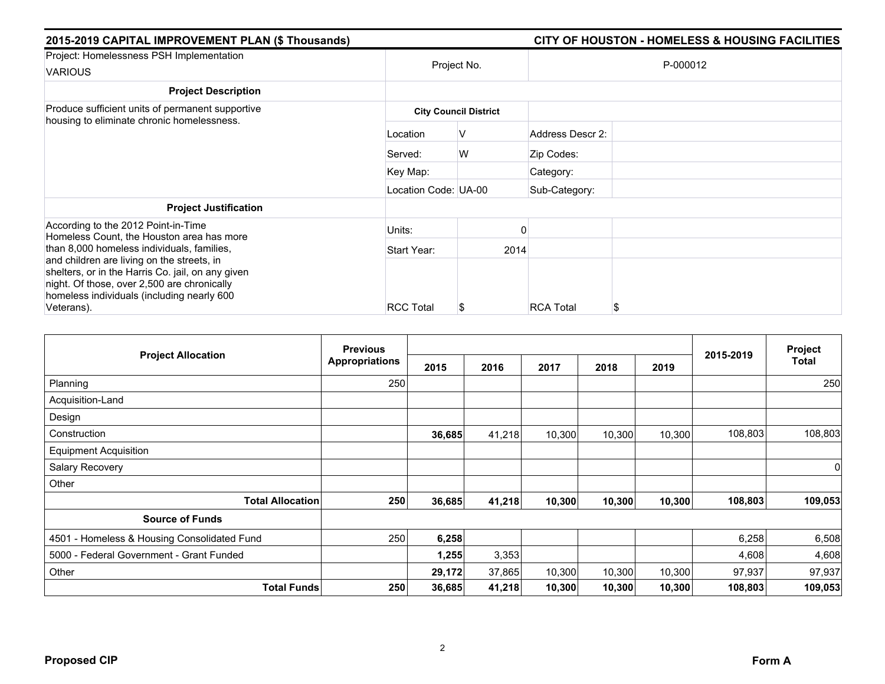## 2015-2019 CAPITAL IMPROVEMENT PLAN ($ Thousands) — CITY OF HOUSTON - HOMELESS & HOUSING FACILITIES

| Project: Homelessness PSH Implementation VARIOUS | Project No. | P-000012 | | |
|---|---|---|---|---|
| **Project Description** | | | | |
| Produce sufficient units of permanent supportive housing to eliminate chronic homelessness. | **City Council District** | | | |
| | Location | V | Address Descr 2: | |
| | Served: | W | Zip Codes: | |
| | Key Map: | | Category: | |
| | Location Code: | UA-00 | Sub-Category: | |
| **Project Justification** | | | | |
| According to the 2012 Point-in-Time Homeless Count, the Houston area has more than 8,000 homeless individuals, families, and children are living on the streets, in shelters, or in the Harris Co. jail, on any given night. Of those, over 2,500 are chronically homeless individuals (including nearly 600 Veterans). | Units: | 0 | | |
| | Start Year: | 2014 | | |
| | RCC Total | $ | RCA Total | $ |

| Project Allocation | Previous Appropriations | 2015 | 2016 | 2017 | 2018 | 2019 | 2015-2019 | Project Total |
|---|---|---|---|---|---|---|---|---|
| Planning | 250 | | | | | | | 250 |
| Acquisition-Land | | | | | | | | |
| Design | | | | | | | | |
| Construction | | **36,685** | 41,218 | 10,300 | 10,300 | 10,300 | 108,803 | 108,803 |
| Equipment Acquisition | | | | | | | | |
| Salary Recovery | | | | | | | | 0 |
| Other | | | | | | | | |
| **Total Allocation** | **250** | **36,685** | **41,218** | **10,300** | **10,300** | **10,300** | **108,803** | **109,053** |
| **Source of Funds** | | | | | | | | |
| 4501 - Homeless & Housing Consolidated Fund | 250 | **6,258** | | | | | 6,258 | 6,508 |
| 5000 - Federal Government - Grant Funded | | **1,255** | 3,353 | | | | 4,608 | 4,608 |
| Other | | **29,172** | 37,865 | 10,300 | 10,300 | 10,300 | 97,937 | 97,937 |
| **Total Funds** | **250** | **36,685** | **41,218** | **10,300** | **10,300** | **10,300** | **108,803** | **109,053** |

**Proposed CIP** — **Form A**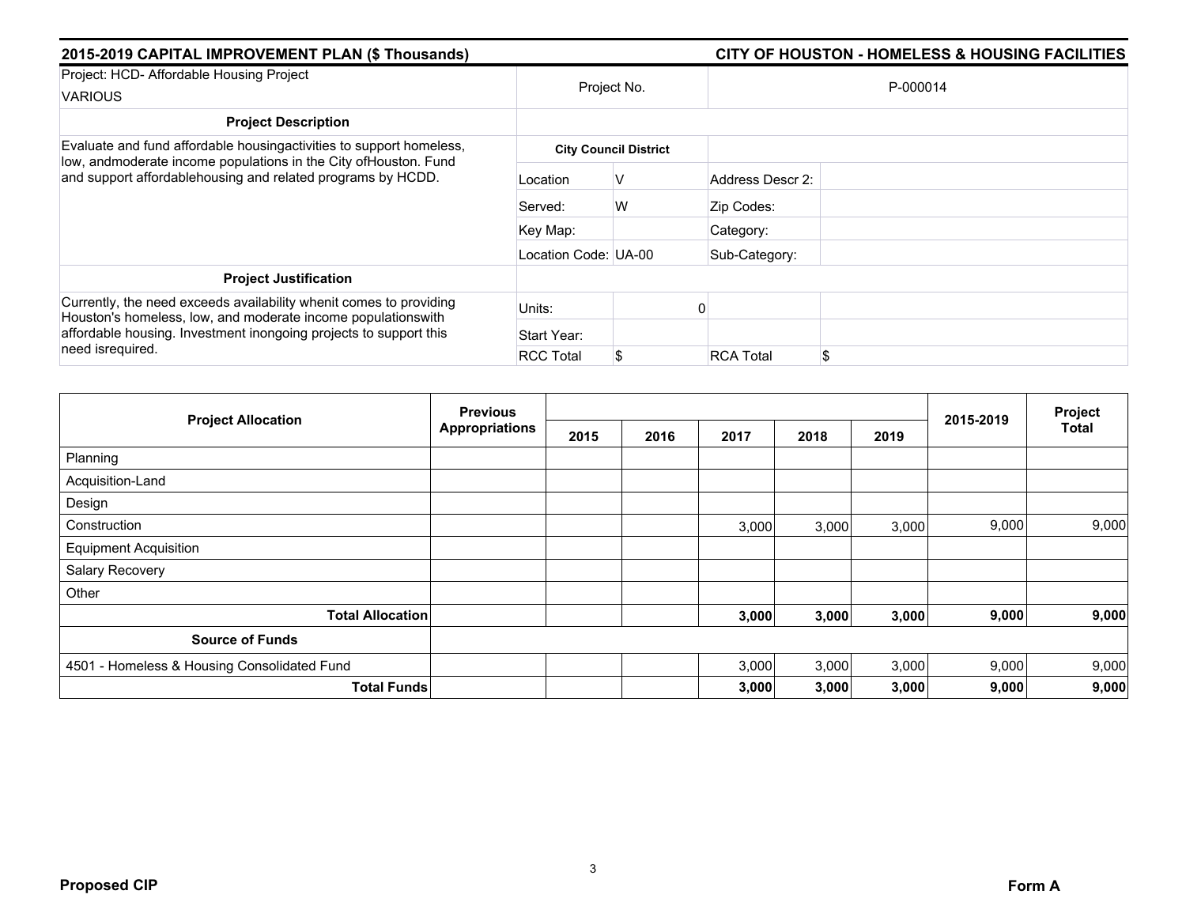**2015-2019 CAPITAL IMPROVEMENT PLAN ($ Thousands)** | **CITY OF HOUSTON - HOMELESS & HOUSING FACILITIES**

| | | | | |
|---|---|---|---|---|
| Project: HCD- Affordable Housing Project<br>VARIOUS | Project No. | | P-000014 | |
| **Project Description** | | | | |
| Evaluate and fund affordable housingactivities to support homeless, low, andmoderate income populations in the City ofHouston. Fund and support affordablehousing and related programs by HCDD. | **City Council District** | | | |
| | Location | V | Address Descr 2: | |
| | Served: | W | Zip Codes: | |
| | Key Map: | | Category: | |
| | Location Code: | UA-00 | Sub-Category: | |
| **Project Justification** | | | | |
| Currently, the need exceeds availability whenit comes to providing Houston's homeless, low, and moderate income populationswith affordable housing. Investment inongoing projects to support this need isrequired. | Units: | 0 | | |
| | Start Year: | | | |
| | RCC Total | $ | RCA Total | $ |

| Project Allocation | Previous Appropriations | 2015 | 2016 | 2017 | 2018 | 2019 | 2015-2019 | Project Total |
|---|---|---|---|---|---|---|---|---|
| Planning | | | | | | | | |
| Acquisition-Land | | | | | | | | |
| Design | | | | | | | | |
| Construction | | | | 3,000 | 3,000 | 3,000 | 9,000 | 9,000 |
| Equipment Acquisition | | | | | | | | |
| Salary Recovery | | | | | | | | |
| Other | | | | | | | | |
| **Total Allocation** | | | | **3,000** | **3,000** | **3,000** | **9,000** | **9,000** |
| **Source of Funds** | | | | | | | | |
| 4501 - Homeless & Housing Consolidated Fund | | | | 3,000 | 3,000 | 3,000 | 9,000 | 9,000 |
| **Total Funds** | | | | **3,000** | **3,000** | **3,000** | **9,000** | **9,000** |

**Proposed CIP** | **Form A**